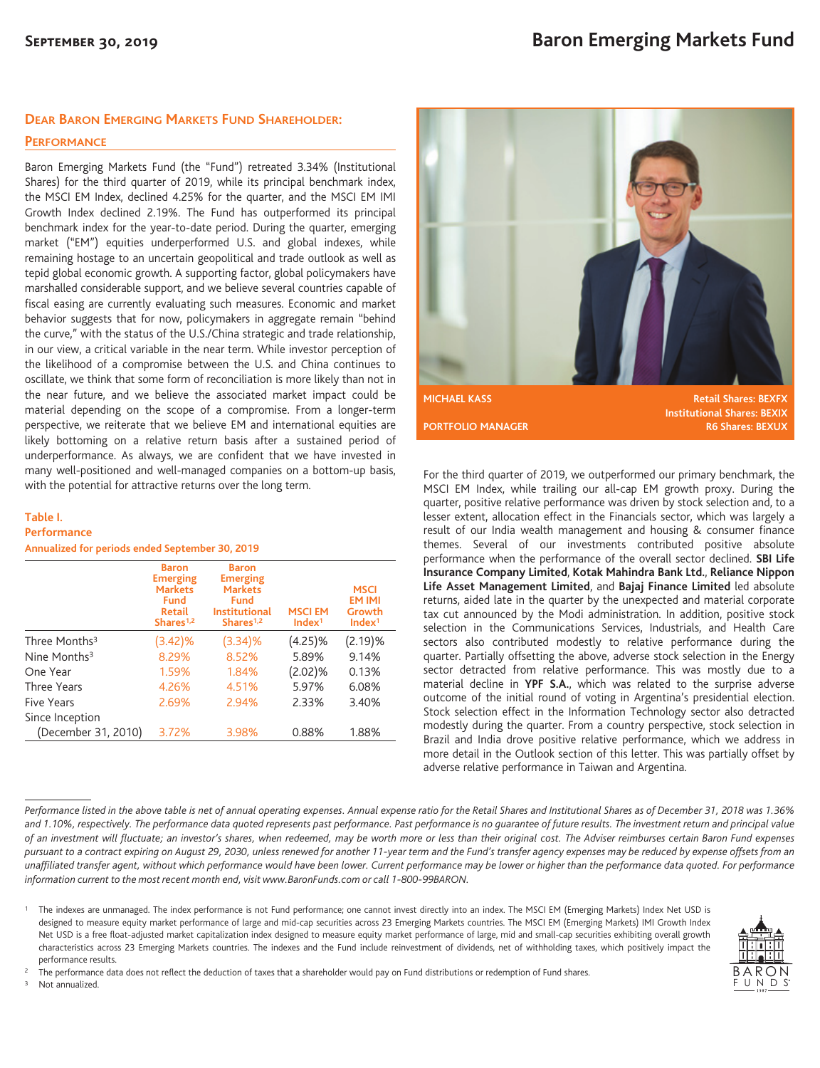# Baron Emerging Markets Fund

September 30, 2019

## Dear Baron Emerging Markets Fund Shareholder:

### Performance

Baron Emerging Markets Fund (the "Fund") retreated 3.34% (Institutional Shares) for the third quarter of 2019, while its principal benchmark index, the MSCI EM Index, declined 4.25% for the quarter, and the MSCI EM IMI Growth Index declined 2.19%. The Fund has outperformed its principal benchmark index for the year-to-date period. During the quarter, emerging market ("EM") equities underperformed U.S. and global indexes, while remaining hostage to an uncertain geopolitical and trade outlook as well as tepid global economic growth. A supporting factor, global policymakers have marshalled considerable support, and we believe several countries capable of fiscal easing are currently evaluating such measures. Economic and market behavior suggests that for now, policymakers in aggregate remain "behind the curve," with the status of the U.S./China strategic and trade relationship, in our view, a critical variable in the near term. While investor perception of the likelihood of a compromise between the U.S. and China continues to oscillate, we think that some form of reconciliation is more likely than not in the near future, and we believe the associated market impact could be material depending on the scope of a compromise. From a longer-term perspective, we reiterate that we believe EM and international equities are likely bottoming on a relative return basis after a sustained period of underperformance. As always, we are confident that we have invested in many well-positioned and well-managed companies on a bottom-up basis, with the potential for attractive returns over the long term.

**Table I.**
**Performance**
**Annualized for periods ended September 30, 2019**

| | Baron Emerging Markets Fund Retail Shares[1,2] | Baron Emerging Markets Fund Institutional Shares[1,2] | MSCI EM Index[1] | MSCI EM IMI Growth Index[1] |
|---|---|---|---|---|
| Three Months[3] | (3.42)% | (3.34)% | (4.25)% | (2.19)% |
| Nine Months[3] | 8.29% | 8.52% | 5.89% | 9.14% |
| One Year | 1.59% | 1.84% | (2.02)% | 0.13% |
| Three Years | 4.26% | 4.51% | 5.97% | 6.08% |
| Five Years | 2.69% | 2.94% | 2.33% | 3.40% |
| Since Inception (December 31, 2010) | 3.72% | 3.98% | 0.88% | 1.88% |

MICHAEL KASS
PORTFOLIO MANAGER

Retail Shares: BEXFX
Institutional Shares: BEXIX
R6 Shares: BEXUX

For the third quarter of 2019, we outperformed our primary benchmark, the MSCI EM Index, while trailing our all-cap EM growth proxy. During the quarter, positive relative performance was driven by stock selection and, to a lesser extent, allocation effect in the Financials sector, which was largely a result of our India wealth management and housing & consumer finance themes. Several of our investments contributed positive absolute performance when the performance of the overall sector declined. **SBI Life Insurance Company Limited**, **Kotak Mahindra Bank Ltd.**, **Reliance Nippon Life Asset Management Limited**, and **Bajaj Finance Limited** led absolute returns, aided late in the quarter by the unexpected and material corporate tax cut announced by the Modi administration. In addition, positive stock selection in the Communications Services, Industrials, and Health Care sectors also contributed modestly to relative performance during the quarter. Partially offsetting the above, adverse stock selection in the Energy sector detracted from relative performance. This was mostly due to a material decline in **YPF S.A.**, which was related to the surprise adverse outcome of the initial round of voting in Argentina's presidential election. Stock selection effect in the Information Technology sector also detracted modestly during the quarter. From a country perspective, stock selection in Brazil and India drove positive relative performance, which we address in more detail in the Outlook section of this letter. This was partially offset by adverse relative performance in Taiwan and Argentina.

*Performance listed in the above table is net of annual operating expenses. Annual expense ratio for the Retail Shares and Institutional Shares as of December 31, 2018 was 1.36% and 1.10%, respectively. The performance data quoted represents past performance. Past performance is no guarantee of future results. The investment return and principal value of an investment will fluctuate; an investor's shares, when redeemed, may be worth more or less than their original cost. The Adviser reimburses certain Baron Fund expenses pursuant to a contract expiring on August 29, 2030, unless renewed for another 11-year term and the Fund's transfer agency expenses may be reduced by expense offsets from an unaffiliated transfer agent, without which performance would have been lower. Current performance may be lower or higher than the performance data quoted. For performance information current to the most recent month end, visit www.BaronFunds.com or call 1-800-99BARON.*

[1] The indexes are unmanaged. The index performance is not Fund performance; one cannot invest directly into an index. The MSCI EM (Emerging Markets) Index Net USD is designed to measure equity market performance of large and mid-cap securities across 23 Emerging Markets countries. The MSCI EM (Emerging Markets) IMI Growth Index Net USD is a free float-adjusted market capitalization index designed to measure equity market performance of large, mid and small-cap securities exhibiting overall growth characteristics across 23 Emerging Markets countries. The indexes and the Fund include reinvestment of dividends, net of withholding taxes, which positively impact the performance results.

[2] The performance data does not reflect the deduction of taxes that a shareholder would pay on Fund distributions or redemption of Fund shares.

[3] Not annualized.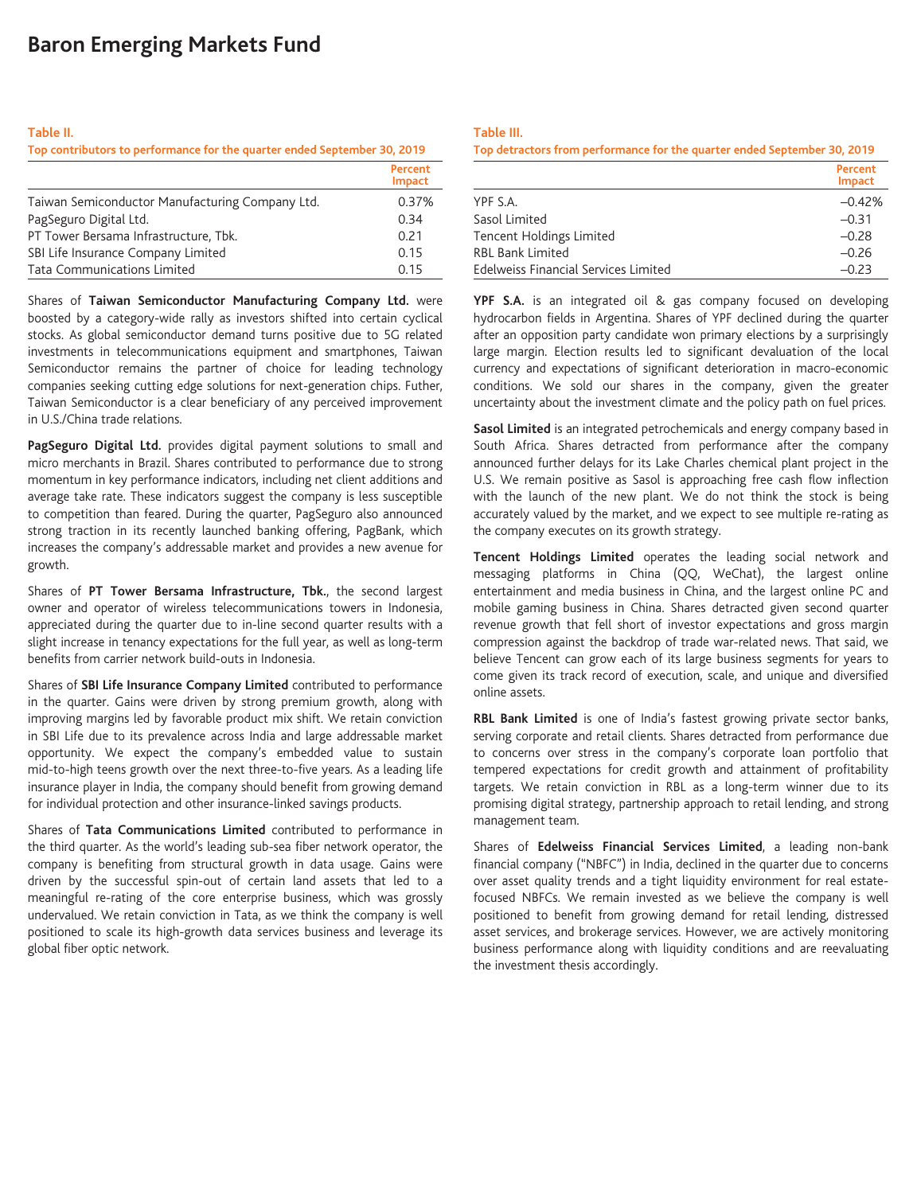# Baron Emerging Markets Fund

**Table II.**

**Top contributors to performance for the quarter ended September 30, 2019**

| | Percent Impact |
|---|---|
| Taiwan Semiconductor Manufacturing Company Ltd. | 0.37% |
| PagSeguro Digital Ltd. | 0.34 |
| PT Tower Bersama Infrastructure, Tbk. | 0.21 |
| SBI Life Insurance Company Limited | 0.15 |
| Tata Communications Limited | 0.15 |

Shares of **Taiwan Semiconductor Manufacturing Company Ltd.** were boosted by a category-wide rally as investors shifted into certain cyclical stocks. As global semiconductor demand turns positive due to 5G related investments in telecommunications equipment and smartphones, Taiwan Semiconductor remains the partner of choice for leading technology companies seeking cutting edge solutions for next-generation chips. Futher, Taiwan Semiconductor is a clear beneficiary of any perceived improvement in U.S./China trade relations.

**PagSeguro Digital Ltd.** provides digital payment solutions to small and micro merchants in Brazil. Shares contributed to performance due to strong momentum in key performance indicators, including net client additions and average take rate. These indicators suggest the company is less susceptible to competition than feared. During the quarter, PagSeguro also announced strong traction in its recently launched banking offering, PagBank, which increases the company's addressable market and provides a new avenue for growth.

Shares of **PT Tower Bersama Infrastructure, Tbk.**, the second largest owner and operator of wireless telecommunications towers in Indonesia, appreciated during the quarter due to in-line second quarter results with a slight increase in tenancy expectations for the full year, as well as long-term benefits from carrier network build-outs in Indonesia.

Shares of **SBI Life Insurance Company Limited** contributed to performance in the quarter. Gains were driven by strong premium growth, along with improving margins led by favorable product mix shift. We retain conviction in SBI Life due to its prevalence across India and large addressable market opportunity. We expect the company's embedded value to sustain mid-to-high teens growth over the next three-to-five years. As a leading life insurance player in India, the company should benefit from growing demand for individual protection and other insurance-linked savings products.

Shares of **Tata Communications Limited** contributed to performance in the third quarter. As the world's leading sub-sea fiber network operator, the company is benefiting from structural growth in data usage. Gains were driven by the successful spin-out of certain land assets that led to a meaningful re-rating of the core enterprise business, which was grossly undervalued. We retain conviction in Tata, as we think the company is well positioned to scale its high-growth data services business and leverage its global fiber optic network.

**Table III.**

**Top detractors from performance for the quarter ended September 30, 2019**

| | Percent Impact |
|---|---|
| YPF S.A. | –0.42% |
| Sasol Limited | –0.31 |
| Tencent Holdings Limited | –0.28 |
| RBL Bank Limited | –0.26 |
| Edelweiss Financial Services Limited | –0.23 |

**YPF S.A.** is an integrated oil & gas company focused on developing hydrocarbon fields in Argentina. Shares of YPF declined during the quarter after an opposition party candidate won primary elections by a surprisingly large margin. Election results led to significant devaluation of the local currency and expectations of significant deterioration in macro-economic conditions. We sold our shares in the company, given the greater uncertainty about the investment climate and the policy path on fuel prices.

**Sasol Limited** is an integrated petrochemicals and energy company based in South Africa. Shares detracted from performance after the company announced further delays for its Lake Charles chemical plant project in the U.S. We remain positive as Sasol is approaching free cash flow inflection with the launch of the new plant. We do not think the stock is being accurately valued by the market, and we expect to see multiple re-rating as the company executes on its growth strategy.

**Tencent Holdings Limited** operates the leading social network and messaging platforms in China (QQ, WeChat), the largest online entertainment and media business in China, and the largest online PC and mobile gaming business in China. Shares detracted given second quarter revenue growth that fell short of investor expectations and gross margin compression against the backdrop of trade war-related news. That said, we believe Tencent can grow each of its large business segments for years to come given its track record of execution, scale, and unique and diversified online assets.

**RBL Bank Limited** is one of India's fastest growing private sector banks, serving corporate and retail clients. Shares detracted from performance due to concerns over stress in the company's corporate loan portfolio that tempered expectations for credit growth and attainment of profitability targets. We retain conviction in RBL as a long-term winner due to its promising digital strategy, partnership approach to retail lending, and strong management team.

Shares of **Edelweiss Financial Services Limited**, a leading non-bank financial company ("NBFC") in India, declined in the quarter due to concerns over asset quality trends and a tight liquidity environment for real estate-focused NBFCs. We remain invested as we believe the company is well positioned to benefit from growing demand for retail lending, distressed asset services, and brokerage services. However, we are actively monitoring business performance along with liquidity conditions and are reevaluating the investment thesis accordingly.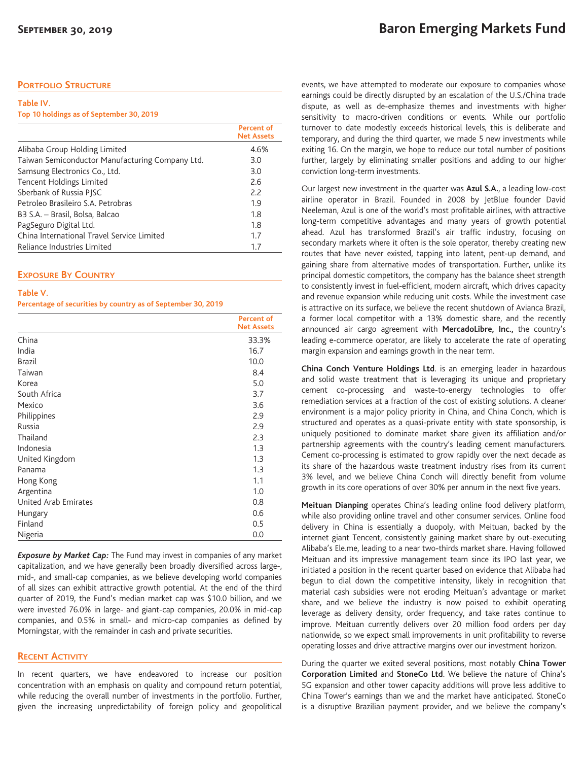## Portfolio Structure

**Table IV.**
**Top 10 holdings as of September 30, 2019**

| | Percent of Net Assets |
|---|---|
| Alibaba Group Holding Limited | 4.6% |
| Taiwan Semiconductor Manufacturing Company Ltd. | 3.0 |
| Samsung Electronics Co., Ltd. | 3.0 |
| Tencent Holdings Limited | 2.6 |
| Sberbank of Russia PJSC | 2.2 |
| Petroleo Brasileiro S.A. Petrobras | 1.9 |
| B3 S.A. – Brasil, Bolsa, Balcao | 1.8 |
| PagSeguro Digital Ltd. | 1.8 |
| China International Travel Service Limited | 1.7 |
| Reliance Industries Limited | 1.7 |

## Exposure By Country

**Table V.**
**Percentage of securities by country as of September 30, 2019**

| | Percent of Net Assets |
|---|---|
| China | 33.3% |
| India | 16.7 |
| Brazil | 10.0 |
| Taiwan | 8.4 |
| Korea | 5.0 |
| South Africa | 3.7 |
| Mexico | 3.6 |
| Philippines | 2.9 |
| Russia | 2.9 |
| Thailand | 2.3 |
| Indonesia | 1.3 |
| United Kingdom | 1.3 |
| Panama | 1.3 |
| Hong Kong | 1.1 |
| Argentina | 1.0 |
| United Arab Emirates | 0.8 |
| Hungary | 0.6 |
| Finland | 0.5 |
| Nigeria | 0.0 |

***Exposure by Market Cap:*** The Fund may invest in companies of any market capitalization, and we have generally been broadly diversified across large-, mid-, and small-cap companies, as we believe developing world companies of all sizes can exhibit attractive growth potential. At the end of the third quarter of 2019, the Fund's median market cap was $10.0 billion, and we were invested 76.0% in large- and giant-cap companies, 20.0% in mid-cap companies, and 0.5% in small- and micro-cap companies as defined by Morningstar, with the remainder in cash and private securities.

## Recent Activity

In recent quarters, we have endeavored to increase our position concentration with an emphasis on quality and compound return potential, while reducing the overall number of investments in the portfolio. Further, given the increasing unpredictability of foreign policy and geopolitical events, we have attempted to moderate our exposure to companies whose earnings could be directly disrupted by an escalation of the U.S./China trade dispute, as well as de-emphasize themes and investments with higher sensitivity to macro-driven conditions or events. While our portfolio turnover to date modestly exceeds historical levels, this is deliberate and temporary, and during the third quarter, we made 5 new investments while exiting 16. On the margin, we hope to reduce our total number of positions further, largely by eliminating smaller positions and adding to our higher conviction long-term investments.

Our largest new investment in the quarter was **Azul S.A.**, a leading low-cost airline operator in Brazil. Founded in 2008 by JetBlue founder David Neeleman, Azul is one of the world's most profitable airlines, with attractive long-term competitive advantages and many years of growth potential ahead. Azul has transformed Brazil's air traffic industry, focusing on secondary markets where it often is the sole operator, thereby creating new routes that have never existed, tapping into latent, pent-up demand, and gaining share from alternative modes of transportation. Further, unlike its principal domestic competitors, the company has the balance sheet strength to consistently invest in fuel-efficient, modern aircraft, which drives capacity and revenue expansion while reducing unit costs. While the investment case is attractive on its surface, we believe the recent shutdown of Avianca Brazil, a former local competitor with a 13% domestic share, and the recently announced air cargo agreement with **MercadoLibre, Inc.,** the country's leading e-commerce operator, are likely to accelerate the rate of operating margin expansion and earnings growth in the near term.

**China Conch Venture Holdings Ltd**. is an emerging leader in hazardous and solid waste treatment that is leveraging its unique and proprietary cement co-processing and waste-to-energy technologies to offer remediation services at a fraction of the cost of existing solutions. A cleaner environment is a major policy priority in China, and China Conch, which is structured and operates as a quasi-private entity with state sponsorship, is uniquely positioned to dominate market share given its affiliation and/or partnership agreements with the country's leading cement manufacturers. Cement co-processing is estimated to grow rapidly over the next decade as its share of the hazardous waste treatment industry rises from its current 3% level, and we believe China Conch will directly benefit from volume growth in its core operations of over 30% per annum in the next five years.

**Meituan Dianping** operates China's leading online food delivery platform, while also providing online travel and other consumer services. Online food delivery in China is essentially a duopoly, with Meituan, backed by the internet giant Tencent, consistently gaining market share by out-executing Alibaba's Ele.me, leading to a near two-thirds market share. Having followed Meituan and its impressive management team since its IPO last year, we initiated a position in the recent quarter based on evidence that Alibaba had begun to dial down the competitive intensity, likely in recognition that material cash subsidies were not eroding Meituan's advantage or market share, and we believe the industry is now poised to exhibit operating leverage as delivery density, order frequency, and take rates continue to improve. Meituan currently delivers over 20 million food orders per day nationwide, so we expect small improvements in unit profitability to reverse operating losses and drive attractive margins over our investment horizon.

During the quarter we exited several positions, most notably **China Tower Corporation Limited** and **StoneCo Ltd**. We believe the nature of China's 5G expansion and other tower capacity additions will prove less additive to China Tower's earnings than we and the market have anticipated. StoneCo is a disruptive Brazilian payment provider, and we believe the company's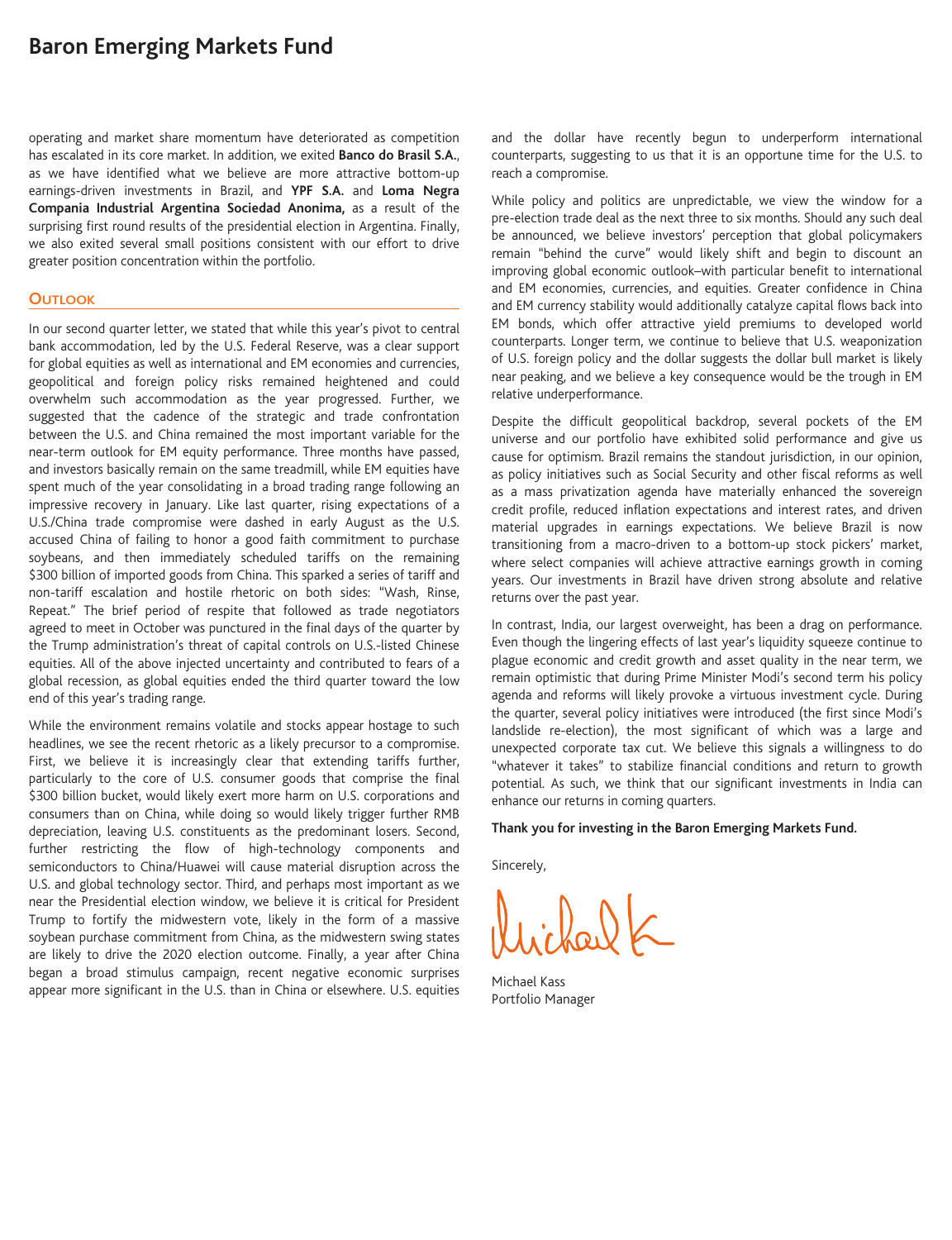operating and market share momentum have deteriorated as competition has escalated in its core market. In addition, we exited **Banco do Brasil S.A.**, as we have identified what we believe are more attractive bottom-up earnings-driven investments in Brazil, and **YPF S.A.** and **Loma Negra Compania Industrial Argentina Sociedad Anonima,** as a result of the surprising first round results of the presidential election in Argentina. Finally, we also exited several small positions consistent with our effort to drive greater position concentration within the portfolio.

## Outlook

In our second quarter letter, we stated that while this year's pivot to central bank accommodation, led by the U.S. Federal Reserve, was a clear support for global equities as well as international and EM economies and currencies, geopolitical and foreign policy risks remained heightened and could overwhelm such accommodation as the year progressed. Further, we suggested that the cadence of the strategic and trade confrontation between the U.S. and China remained the most important variable for the near-term outlook for EM equity performance. Three months have passed, and investors basically remain on the same treadmill, while EM equities have spent much of the year consolidating in a broad trading range following an impressive recovery in January. Like last quarter, rising expectations of a U.S./China trade compromise were dashed in early August as the U.S. accused China of failing to honor a good faith commitment to purchase soybeans, and then immediately scheduled tariffs on the remaining $300 billion of imported goods from China. This sparked a series of tariff and non-tariff escalation and hostile rhetoric on both sides: "Wash, Rinse, Repeat." The brief period of respite that followed as trade negotiators agreed to meet in October was punctured in the final days of the quarter by the Trump administration's threat of capital controls on U.S.-listed Chinese equities. All of the above injected uncertainty and contributed to fears of a global recession, as global equities ended the third quarter toward the low end of this year's trading range.

While the environment remains volatile and stocks appear hostage to such headlines, we see the recent rhetoric as a likely precursor to a compromise. First, we believe it is increasingly clear that extending tariffs further, particularly to the core of U.S. consumer goods that comprise the final $300 billion bucket, would likely exert more harm on U.S. corporations and consumers than on China, while doing so would likely trigger further RMB depreciation, leaving U.S. constituents as the predominant losers. Second, further restricting the flow of high-technology components and semiconductors to China/Huawei will cause material disruption across the U.S. and global technology sector. Third, and perhaps most important as we near the Presidential election window, we believe it is critical for President Trump to fortify the midwestern vote, likely in the form of a massive soybean purchase commitment from China, as the midwestern swing states are likely to drive the 2020 election outcome. Finally, a year after China began a broad stimulus campaign, recent negative economic surprises appear more significant in the U.S. than in China or elsewhere. U.S. equities and the dollar have recently begun to underperform international counterparts, suggesting to us that it is an opportune time for the U.S. to reach a compromise.

While policy and politics are unpredictable, we view the window for a pre-election trade deal as the next three to six months. Should any such deal be announced, we believe investors' perception that global policymakers remain "behind the curve" would likely shift and begin to discount an improving global economic outlook–with particular benefit to international and EM economies, currencies, and equities. Greater confidence in China and EM currency stability would additionally catalyze capital flows back into EM bonds, which offer attractive yield premiums to developed world counterparts. Longer term, we continue to believe that U.S. weaponization of U.S. foreign policy and the dollar suggests the dollar bull market is likely near peaking, and we believe a key consequence would be the trough in EM relative underperformance.

Despite the difficult geopolitical backdrop, several pockets of the EM universe and our portfolio have exhibited solid performance and give us cause for optimism. Brazil remains the standout jurisdiction, in our opinion, as policy initiatives such as Social Security and other fiscal reforms as well as a mass privatization agenda have materially enhanced the sovereign credit profile, reduced inflation expectations and interest rates, and driven material upgrades in earnings expectations. We believe Brazil is now transitioning from a macro-driven to a bottom-up stock pickers' market, where select companies will achieve attractive earnings growth in coming years. Our investments in Brazil have driven strong absolute and relative returns over the past year.

In contrast, India, our largest overweight, has been a drag on performance. Even though the lingering effects of last year's liquidity squeeze continue to plague economic and credit growth and asset quality in the near term, we remain optimistic that during Prime Minister Modi's second term his policy agenda and reforms will likely provoke a virtuous investment cycle. During the quarter, several policy initiatives were introduced (the first since Modi's landslide re-election), the most significant of which was a large and unexpected corporate tax cut. We believe this signals a willingness to do "whatever it takes" to stabilize financial conditions and return to growth potential. As such, we think that our significant investments in India can enhance our returns in coming quarters.

**Thank you for investing in the Baron Emerging Markets Fund.**

Sincerely,

Michael Kass
Portfolio Manager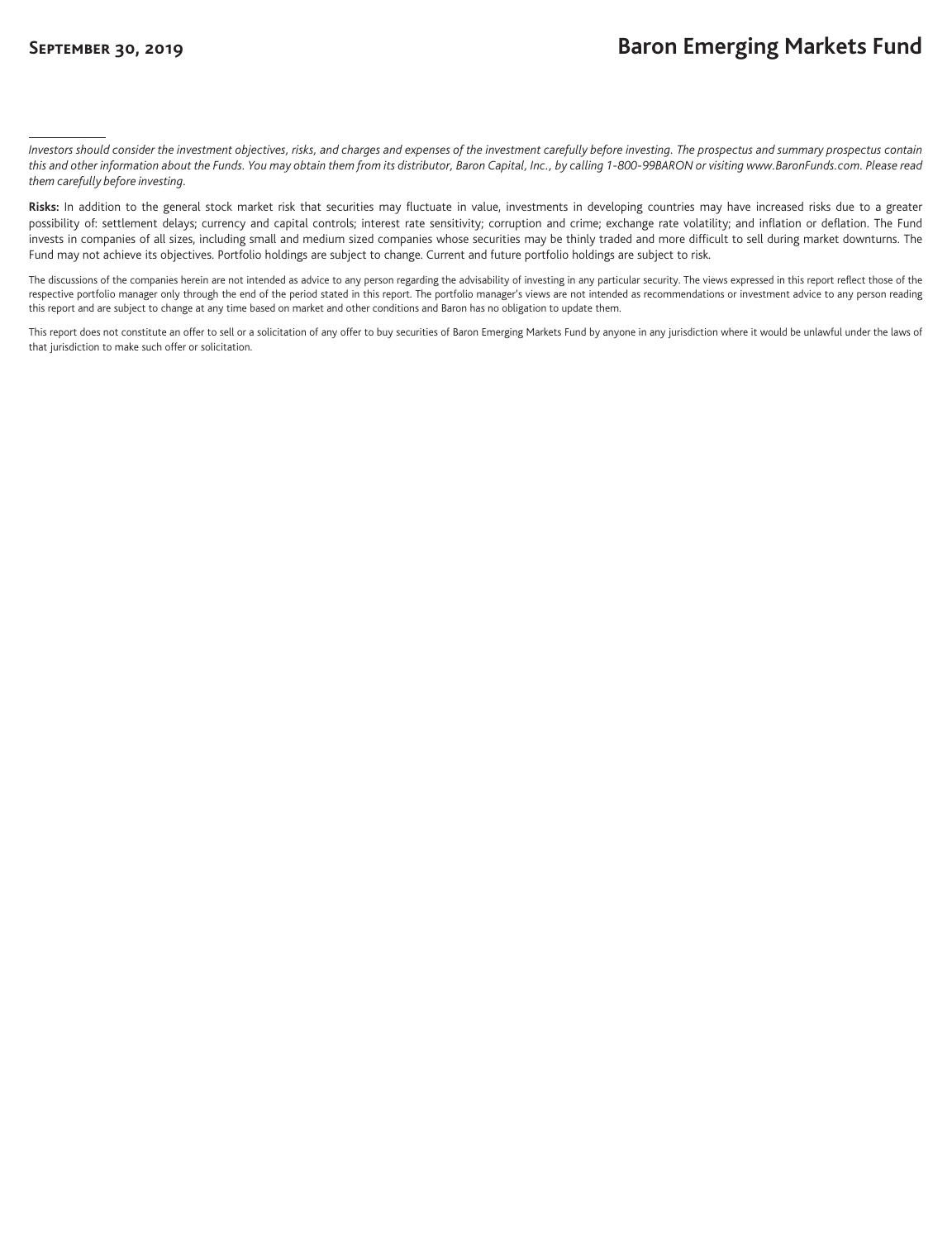*Investors should consider the investment objectives, risks, and charges and expenses of the investment carefully before investing. The prospectus and summary prospectus contain this and other information about the Funds. You may obtain them from its distributor, Baron Capital, Inc., by calling 1-800-99BARON or visiting www.BaronFunds.com. Please read them carefully before investing.*

**Risks:** In addition to the general stock market risk that securities may fluctuate in value, investments in developing countries may have increased risks due to a greater possibility of: settlement delays; currency and capital controls; interest rate sensitivity; corruption and crime; exchange rate volatility; and inflation or deflation. The Fund invests in companies of all sizes, including small and medium sized companies whose securities may be thinly traded and more difficult to sell during market downturns. The Fund may not achieve its objectives. Portfolio holdings are subject to change. Current and future portfolio holdings are subject to risk.

The discussions of the companies herein are not intended as advice to any person regarding the advisability of investing in any particular security. The views expressed in this report reflect those of the respective portfolio manager only through the end of the period stated in this report. The portfolio manager's views are not intended as recommendations or investment advice to any person reading this report and are subject to change at any time based on market and other conditions and Baron has no obligation to update them.

This report does not constitute an offer to sell or a solicitation of any offer to buy securities of Baron Emerging Markets Fund by anyone in any jurisdiction where it would be unlawful under the laws of that jurisdiction to make such offer or solicitation.